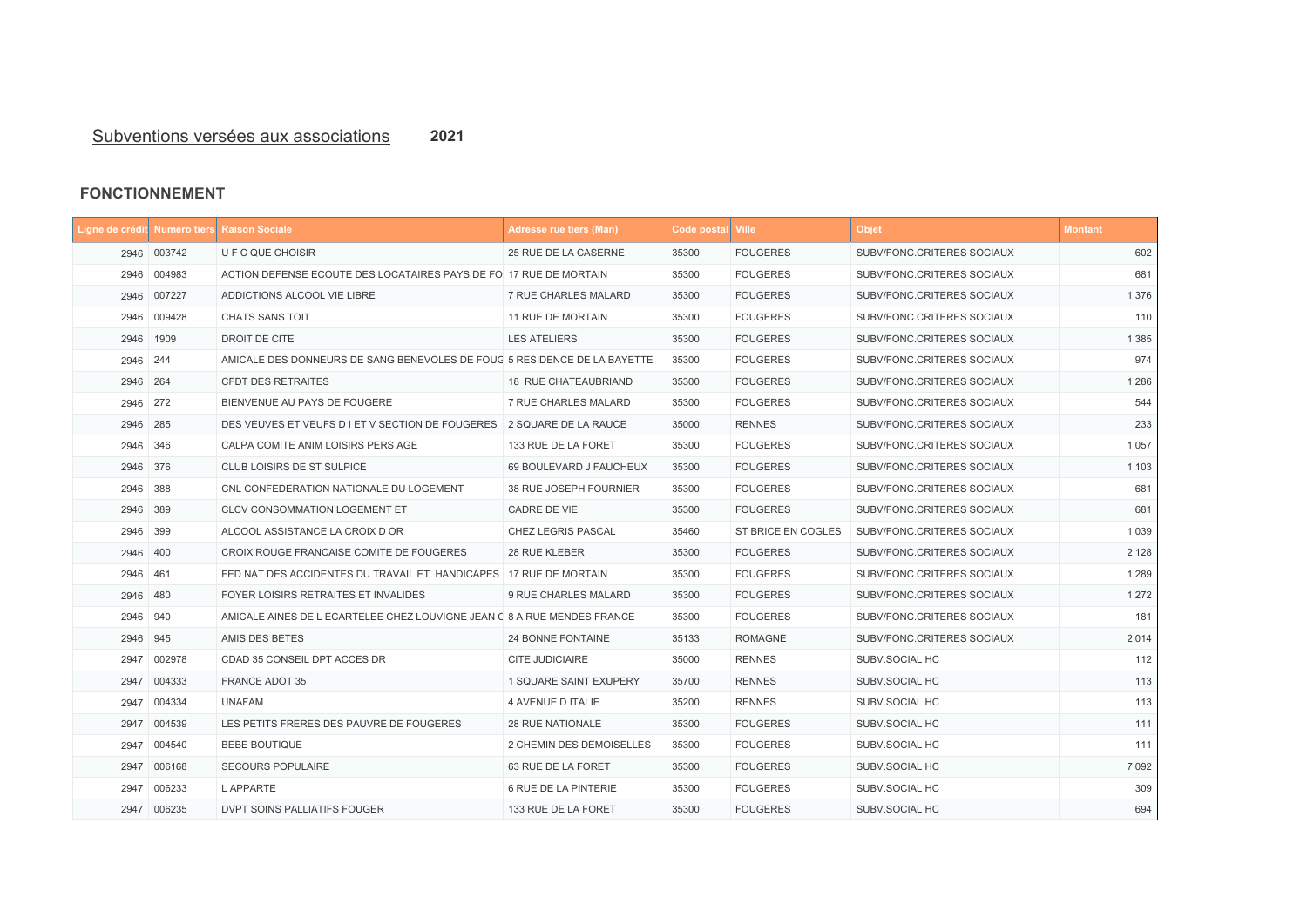# Subventions versées aux associations 2021

## FONCTIONNEMENT

| Ligne de crédit | Numéro tiers | Raison Sociale | Adresse rue tiers (Man) | Code postal | Ville | Objet | Montant |
|---|---|---|---|---|---|---|---|
| 2946 | 003742 | U F C QUE CHOISIR | 25 RUE DE LA CASERNE | 35300 | FOUGERES | SUBV/FONC.CRITERES SOCIAUX | 602 |
| 2946 | 004983 | ACTION DEFENSE ECOUTE DES LOCATAIRES PAYS DE FO | 17 RUE DE MORTAIN | 35300 | FOUGERES | SUBV/FONC.CRITERES SOCIAUX | 681 |
| 2946 | 007227 | ADDICTIONS ALCOOL VIE LIBRE | 7 RUE CHARLES MALARD | 35300 | FOUGERES | SUBV/FONC.CRITERES SOCIAUX | 1 376 |
| 2946 | 009428 | CHATS SANS TOIT | 11 RUE DE MORTAIN | 35300 | FOUGERES | SUBV/FONC.CRITERES SOCIAUX | 110 |
| 2946 | 1909 | DROIT DE CITE | LES ATELIERS | 35300 | FOUGERES | SUBV/FONC.CRITERES SOCIAUX | 1 385 |
| 2946 | 244 | AMICALE DES DONNEURS DE SANG BENEVOLES DE FOUG | 5 RESIDENCE DE LA BAYETTE | 35300 | FOUGERES | SUBV/FONC.CRITERES SOCIAUX | 974 |
| 2946 | 264 | CFDT DES RETRAITES | 18 RUE CHATEAUBRIAND | 35300 | FOUGERES | SUBV/FONC.CRITERES SOCIAUX | 1 286 |
| 2946 | 272 | BIENVENUE AU PAYS DE FOUGERE | 7 RUE CHARLES MALARD | 35300 | FOUGERES | SUBV/FONC.CRITERES SOCIAUX | 544 |
| 2946 | 285 | DES VEUVES ET VEUFS D I ET V SECTION DE FOUGERES | 2 SQUARE DE LA RAUCE | 35000 | RENNES | SUBV/FONC.CRITERES SOCIAUX | 233 |
| 2946 | 346 | CALPA COMITE ANIM LOISIRS PERS AGE | 133 RUE DE LA FORET | 35300 | FOUGERES | SUBV/FONC.CRITERES SOCIAUX | 1 057 |
| 2946 | 376 | CLUB LOISIRS DE ST SULPICE | 69 BOULEVARD J FAUCHEUX | 35300 | FOUGERES | SUBV/FONC.CRITERES SOCIAUX | 1 103 |
| 2946 | 388 | CNL CONFEDERATION NATIONALE DU LOGEMENT | 38 RUE JOSEPH FOURNIER | 35300 | FOUGERES | SUBV/FONC.CRITERES SOCIAUX | 681 |
| 2946 | 389 | CLCV CONSOMMATION LOGEMENT ET | CADRE DE VIE | 35300 | FOUGERES | SUBV/FONC.CRITERES SOCIAUX | 681 |
| 2946 | 399 | ALCOOL ASSISTANCE LA CROIX D OR | CHEZ LEGRIS PASCAL | 35460 | ST BRICE EN COGLES | SUBV/FONC.CRITERES SOCIAUX | 1 039 |
| 2946 | 400 | CROIX ROUGE FRANCAISE COMITE DE FOUGERES | 28 RUE KLEBER | 35300 | FOUGERES | SUBV/FONC.CRITERES SOCIAUX | 2 128 |
| 2946 | 461 | FED NAT DES ACCIDENTES DU TRAVAIL ET HANDICAPES | 17 RUE DE MORTAIN | 35300 | FOUGERES | SUBV/FONC.CRITERES SOCIAUX | 1 289 |
| 2946 | 480 | FOYER LOISIRS RETRAITES ET INVALIDES | 9 RUE CHARLES MALARD | 35300 | FOUGERES | SUBV/FONC.CRITERES SOCIAUX | 1 272 |
| 2946 | 940 | AMICALE AINES DE L ECARTELEE CHEZ LOUVIGNE JEAN C | 8 A RUE MENDES FRANCE | 35300 | FOUGERES | SUBV/FONC.CRITERES SOCIAUX | 181 |
| 2946 | 945 | AMIS DES BETES | 24 BONNE FONTAINE | 35133 | ROMAGNE | SUBV/FONC.CRITERES SOCIAUX | 2 014 |
| 2947 | 002978 | CDAD 35 CONSEIL DPT ACCES DR | CITE JUDICIAIRE | 35000 | RENNES | SUBV.SOCIAL HC | 112 |
| 2947 | 004333 | FRANCE ADOT 35 | 1 SQUARE SAINT EXUPERY | 35700 | RENNES | SUBV.SOCIAL HC | 113 |
| 2947 | 004334 | UNAFAM | 4 AVENUE D ITALIE | 35200 | RENNES | SUBV.SOCIAL HC | 113 |
| 2947 | 004539 | LES PETITS FRERES DES PAUVRE DE FOUGERES | 28 RUE NATIONALE | 35300 | FOUGERES | SUBV.SOCIAL HC | 111 |
| 2947 | 004540 | BEBE BOUTIQUE | 2 CHEMIN DES DEMOISELLES | 35300 | FOUGERES | SUBV.SOCIAL HC | 111 |
| 2947 | 006168 | SECOURS POPULAIRE | 63 RUE DE LA FORET | 35300 | FOUGERES | SUBV.SOCIAL HC | 7 092 |
| 2947 | 006233 | L APPARTE | 6 RUE DE LA PINTERIE | 35300 | FOUGERES | SUBV.SOCIAL HC | 309 |
| 2947 | 006235 | DVPT SOINS PALLIATIFS FOUGER | 133 RUE DE LA FORET | 35300 | FOUGERES | SUBV.SOCIAL HC | 694 |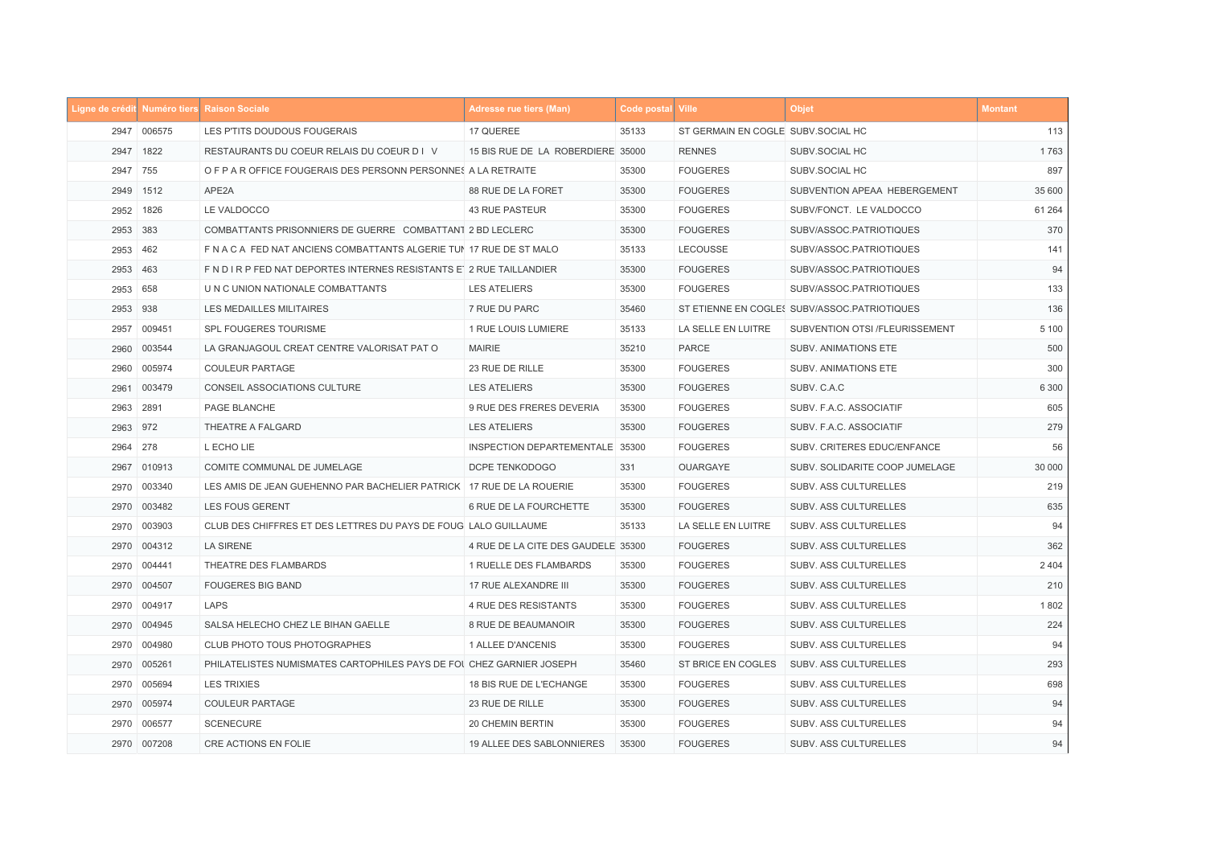| Ligne de crédit | Numéro tiers | Raison Sociale | Adresse rue tiers (Man) | Code postal | Ville | Objet | Montant |
|---|---|---|---|---|---|---|---|
| 2947 | 006575 | LES P'TITS DOUDOUS FOUGERAIS | 17 QUEREE | 35133 | ST GERMAIN EN COGLE | SUBV.SOCIAL HC | 113 |
| 2947 | 1822 | RESTAURANTS DU COEUR RELAIS DU COEUR D I V | 15 BIS RUE DE LA ROBERDIERE | 35000 | RENNES | SUBV.SOCIAL HC | 1 763 |
| 2947 | 755 | O F P A R OFFICE FOUGERAIS DES PERSONN PERSONNES | A LA RETRAITE | 35300 | FOUGERES | SUBV.SOCIAL HC | 897 |
| 2949 | 1512 | APE2A | 88 RUE DE LA FORET | 35300 | FOUGERES | SUBVENTION APEAA HEBERGEMENT | 35 600 |
| 2952 | 1826 | LE VALDOCCO | 43 RUE PASTEUR | 35300 | FOUGERES | SUBV/FONCT. LE VALDOCCO | 61 264 |
| 2953 | 383 | COMBATTANTS PRISONNIERS DE GUERRE COMBATTANT | 2 BD LECLERC | 35300 | FOUGERES | SUBV/ASSOC.PATRIOTIQUES | 370 |
| 2953 | 462 | F N A C A FED NAT ANCIENS COMBATTANTS ALGERIE TUN | 17 RUE DE ST MALO | 35133 | LECOUSSE | SUBV/ASSOC.PATRIOTIQUES | 141 |
| 2953 | 463 | F N D I R P FED NAT DEPORTES INTERNES RESISTANTS ET | 2 RUE TAILLANDIER | 35300 | FOUGERES | SUBV/ASSOC.PATRIOTIQUES | 94 |
| 2953 | 658 | U N C UNION NATIONALE COMBATTANTS | LES ATELIERS | 35300 | FOUGERES | SUBV/ASSOC.PATRIOTIQUES | 133 |
| 2953 | 938 | LES MEDAILLES MILITAIRES | 7 RUE DU PARC | 35460 | ST ETIENNE EN COGLES | SUBV/ASSOC.PATRIOTIQUES | 136 |
| 2957 | 009451 | SPL FOUGERES TOURISME | 1 RUE LOUIS LUMIERE | 35133 | LA SELLE EN LUITRE | SUBVENTION OTSI /FLEURISSEMENT | 5 100 |
| 2960 | 003544 | LA GRANJAGOUL CREAT CENTRE VALORISAT PAT O | MAIRIE | 35210 | PARCE | SUBV. ANIMATIONS ETE | 500 |
| 2960 | 005974 | COULEUR PARTAGE | 23 RUE DE RILLE | 35300 | FOUGERES | SUBV. ANIMATIONS ETE | 300 |
| 2961 | 003479 | CONSEIL ASSOCIATIONS CULTURE | LES ATELIERS | 35300 | FOUGERES | SUBV. C.A.C | 6 300 |
| 2963 | 2891 | PAGE BLANCHE | 9 RUE DES FRERES DEVERIA | 35300 | FOUGERES | SUBV. F.A.C. ASSOCIATIF | 605 |
| 2963 | 972 | THEATRE A FALGARD | LES ATELIERS | 35300 | FOUGERES | SUBV. F.A.C. ASSOCIATIF | 279 |
| 2964 | 278 | L ECHO LIE | INSPECTION DEPARTEMENTALE | 35300 | FOUGERES | SUBV. CRITERES EDUC/ENFANCE | 56 |
| 2967 | 010913 | COMITE COMMUNAL DE JUMELAGE | DCPE TENKODOGO | 331 | OUARGAYE | SUBV. SOLIDARITE COOP JUMELAGE | 30 000 |
| 2970 | 003340 | LES AMIS DE JEAN GUEHENNO PAR BACHELIER PATRICK | 17 RUE DE LA ROUERIE | 35300 | FOUGERES | SUBV. ASS CULTURELLES | 219 |
| 2970 | 003482 | LES FOUS GERENT | 6 RUE DE LA FOURCHETTE | 35300 | FOUGERES | SUBV. ASS CULTURELLES | 635 |
| 2970 | 003903 | CLUB DES CHIFFRES ET DES LETTRES DU PAYS DE FOUG | LALO GUILLAUME | 35133 | LA SELLE EN LUITRE | SUBV. ASS CULTURELLES | 94 |
| 2970 | 004312 | LA SIRENE | 4 RUE DE LA CITE DES GAUDELE | 35300 | FOUGERES | SUBV. ASS CULTURELLES | 362 |
| 2970 | 004441 | THEATRE DES FLAMBARDS | 1 RUELLE DES FLAMBARDS | 35300 | FOUGERES | SUBV. ASS CULTURELLES | 2 404 |
| 2970 | 004507 | FOUGERES BIG BAND | 17 RUE ALEXANDRE III | 35300 | FOUGERES | SUBV. ASS CULTURELLES | 210 |
| 2970 | 004917 | LAPS | 4 RUE DES RESISTANTS | 35300 | FOUGERES | SUBV. ASS CULTURELLES | 1 802 |
| 2970 | 004945 | SALSA HELECHO CHEZ LE BIHAN GAELLE | 8 RUE DE BEAUMANOIR | 35300 | FOUGERES | SUBV. ASS CULTURELLES | 224 |
| 2970 | 004980 | CLUB PHOTO TOUS PHOTOGRAPHES | 1 ALLEE D'ANCENIS | 35300 | FOUGERES | SUBV. ASS CULTURELLES | 94 |
| 2970 | 005261 | PHILATELISTES NUMISMATES CARTOPHILES PAYS DE FOU | CHEZ GARNIER JOSEPH | 35460 | ST BRICE EN COGLES | SUBV. ASS CULTURELLES | 293 |
| 2970 | 005694 | LES TRIXIES | 18 BIS RUE DE L'ECHANGE | 35300 | FOUGERES | SUBV. ASS CULTURELLES | 698 |
| 2970 | 005974 | COULEUR PARTAGE | 23 RUE DE RILLE | 35300 | FOUGERES | SUBV. ASS CULTURELLES | 94 |
| 2970 | 006577 | SCENECURE | 20 CHEMIN BERTIN | 35300 | FOUGERES | SUBV. ASS CULTURELLES | 94 |
| 2970 | 007208 | CRE ACTIONS EN FOLIE | 19 ALLEE DES SABLONNIERES | 35300 | FOUGERES | SUBV. ASS CULTURELLES | 94 |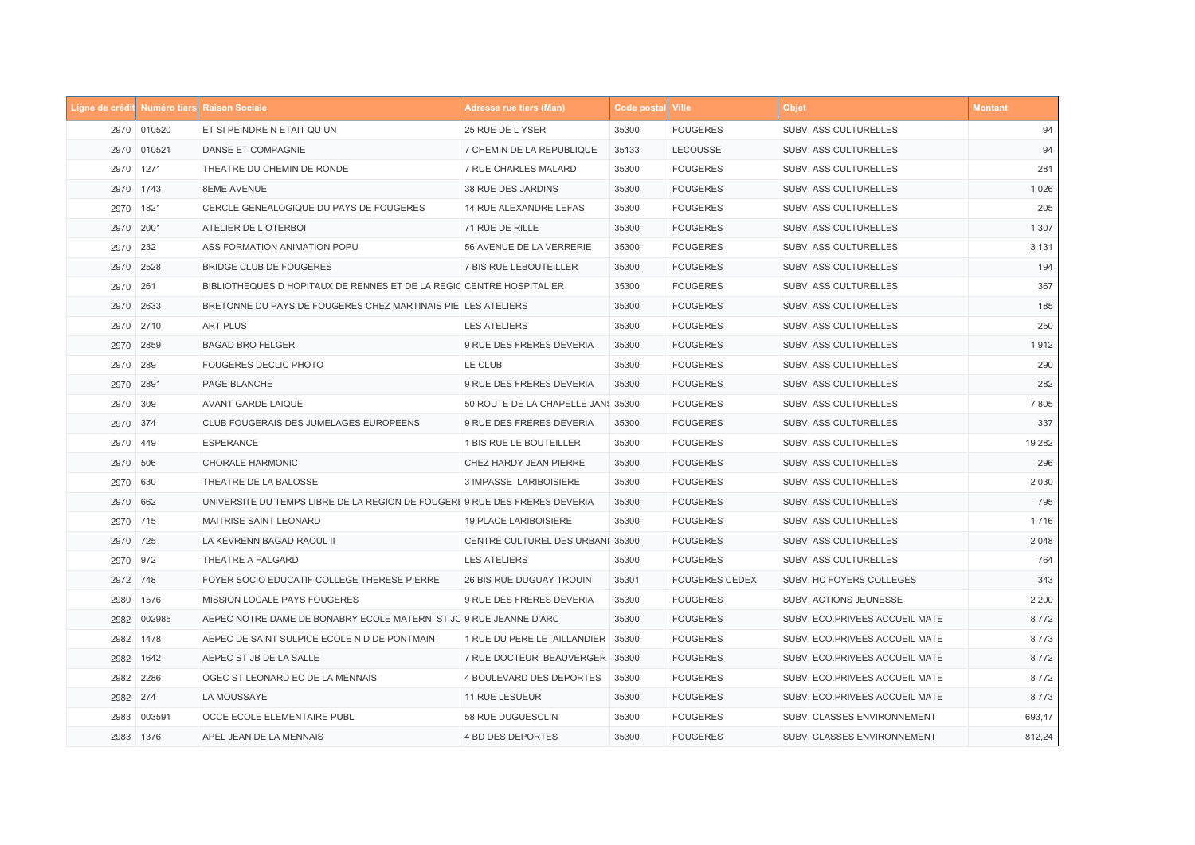| Ligne de crédit | Numéro tiers | Raison Sociale | Adresse rue tiers (Man) | Code postal | Ville | Objet | Montant |
|---|---|---|---|---|---|---|---|
| 2970 | 010520 | ET SI PEINDRE N ETAIT QU UN | 25 RUE DE L YSER | 35300 | FOUGERES | SUBV. ASS CULTURELLES | 94 |
| 2970 | 010521 | DANSE ET COMPAGNIE | 7 CHEMIN DE LA REPUBLIQUE | 35133 | LECOUSSE | SUBV. ASS CULTURELLES | 94 |
| 2970 | 1271 | THEATRE DU CHEMIN DE RONDE | 7 RUE CHARLES MALARD | 35300 | FOUGERES | SUBV. ASS CULTURELLES | 281 |
| 2970 | 1743 | 8EME AVENUE | 38 RUE DES JARDINS | 35300 | FOUGERES | SUBV. ASS CULTURELLES | 1 026 |
| 2970 | 1821 | CERCLE GENEALOGIQUE DU PAYS DE FOUGERES | 14 RUE ALEXANDRE LEFAS | 35300 | FOUGERES | SUBV. ASS CULTURELLES | 205 |
| 2970 | 2001 | ATELIER DE L OTERBOI | 71 RUE DE RILLE | 35300 | FOUGERES | SUBV. ASS CULTURELLES | 1 307 |
| 2970 | 232 | ASS FORMATION ANIMATION POPU | 56 AVENUE DE LA VERRERIE | 35300 | FOUGERES | SUBV. ASS CULTURELLES | 3 131 |
| 2970 | 2528 | BRIDGE CLUB DE FOUGERES | 7 BIS RUE LEBOUTEILLER | 35300 | FOUGERES | SUBV. ASS CULTURELLES | 194 |
| 2970 | 261 | BIBLIOTHEQUES D HOPITAUX DE RENNES ET DE LA REGIC | CENTRE HOSPITALIER | 35300 | FOUGERES | SUBV. ASS CULTURELLES | 367 |
| 2970 | 2633 | BRETONNE DU PAYS DE FOUGERES CHEZ MARTINAIS PIE | LES ATELIERS | 35300 | FOUGERES | SUBV. ASS CULTURELLES | 185 |
| 2970 | 2710 | ART PLUS | LES ATELIERS | 35300 | FOUGERES | SUBV. ASS CULTURELLES | 250 |
| 2970 | 2859 | BAGAD BRO FELGER | 9 RUE DES FRERES DEVERIA | 35300 | FOUGERES | SUBV. ASS CULTURELLES | 1 912 |
| 2970 | 289 | FOUGERES DECLIC PHOTO | LE CLUB | 35300 | FOUGERES | SUBV. ASS CULTURELLES | 290 |
| 2970 | 2891 | PAGE BLANCHE | 9 RUE DES FRERES DEVERIA | 35300 | FOUGERES | SUBV. ASS CULTURELLES | 282 |
| 2970 | 309 | AVANT GARDE LAIQUE | 50 ROUTE DE LA CHAPELLE JANS | 35300 | FOUGERES | SUBV. ASS CULTURELLES | 7 805 |
| 2970 | 374 | CLUB FOUGERAIS DES JUMELAGES EUROPEENS | 9 RUE DES FRERES DEVERIA | 35300 | FOUGERES | SUBV. ASS CULTURELLES | 337 |
| 2970 | 449 | ESPERANCE | 1 BIS RUE LE BOUTEILLER | 35300 | FOUGERES | SUBV. ASS CULTURELLES | 19 282 |
| 2970 | 506 | CHORALE HARMONIC | CHEZ HARDY JEAN PIERRE | 35300 | FOUGERES | SUBV. ASS CULTURELLES | 296 |
| 2970 | 630 | THEATRE DE LA BALOSSE | 3 IMPASSE LARIBOISIERE | 35300 | FOUGERES | SUBV. ASS CULTURELLES | 2 030 |
| 2970 | 662 | UNIVERSITE DU TEMPS LIBRE DE LA REGION DE FOUGERI | 9 RUE DES FRERES DEVERIA | 35300 | FOUGERES | SUBV. ASS CULTURELLES | 795 |
| 2970 | 715 | MAITRISE SAINT LEONARD | 19 PLACE LARIBOISIERE | 35300 | FOUGERES | SUBV. ASS CULTURELLES | 1 716 |
| 2970 | 725 | LA KEVRENN BAGAD RAOUL II | CENTRE CULTUREL DES URBANI | 35300 | FOUGERES | SUBV. ASS CULTURELLES | 2 048 |
| 2970 | 972 | THEATRE A FALGARD | LES ATELIERS | 35300 | FOUGERES | SUBV. ASS CULTURELLES | 764 |
| 2972 | 748 | FOYER SOCIO EDUCATIF COLLEGE THERESE PIERRE | 26 BIS RUE DUGUAY TROUIN | 35301 | FOUGERES CEDEX | SUBV. HC FOYERS COLLEGES | 343 |
| 2980 | 1576 | MISSION LOCALE PAYS FOUGERES | 9 RUE DES FRERES DEVERIA | 35300 | FOUGERES | SUBV. ACTIONS JEUNESSE | 2 200 |
| 2982 | 002985 | AEPEC NOTRE DAME DE BONABRY ECOLE MATERN ST JC | 9 RUE JEANNE D'ARC | 35300 | FOUGERES | SUBV. ECO.PRIVEES ACCUEIL MATE | 8 772 |
| 2982 | 1478 | AEPEC DE SAINT SULPICE ECOLE N D DE PONTMAIN | 1 RUE DU PERE LETAILLANDIER | 35300 | FOUGERES | SUBV. ECO.PRIVEES ACCUEIL MATE | 8 773 |
| 2982 | 1642 | AEPEC ST JB DE LA SALLE | 7 RUE DOCTEUR BEAUVERGER | 35300 | FOUGERES | SUBV. ECO.PRIVEES ACCUEIL MATE | 8 772 |
| 2982 | 2286 | OGEC ST LEONARD EC DE LA MENNAIS | 4 BOULEVARD DES DEPORTES | 35300 | FOUGERES | SUBV. ECO.PRIVEES ACCUEIL MATE | 8 772 |
| 2982 | 274 | LA MOUSSAYE | 11 RUE LESUEUR | 35300 | FOUGERES | SUBV. ECO.PRIVEES ACCUEIL MATE | 8 773 |
| 2983 | 003591 | OCCE ECOLE ELEMENTAIRE PUBL | 58 RUE DUGUESCLIN | 35300 | FOUGERES | SUBV. CLASSES ENVIRONNEMENT | 693,47 |
| 2983 | 1376 | APEL JEAN DE LA MENNAIS | 4 BD DES DEPORTES | 35300 | FOUGERES | SUBV. CLASSES ENVIRONNEMENT | 812,24 |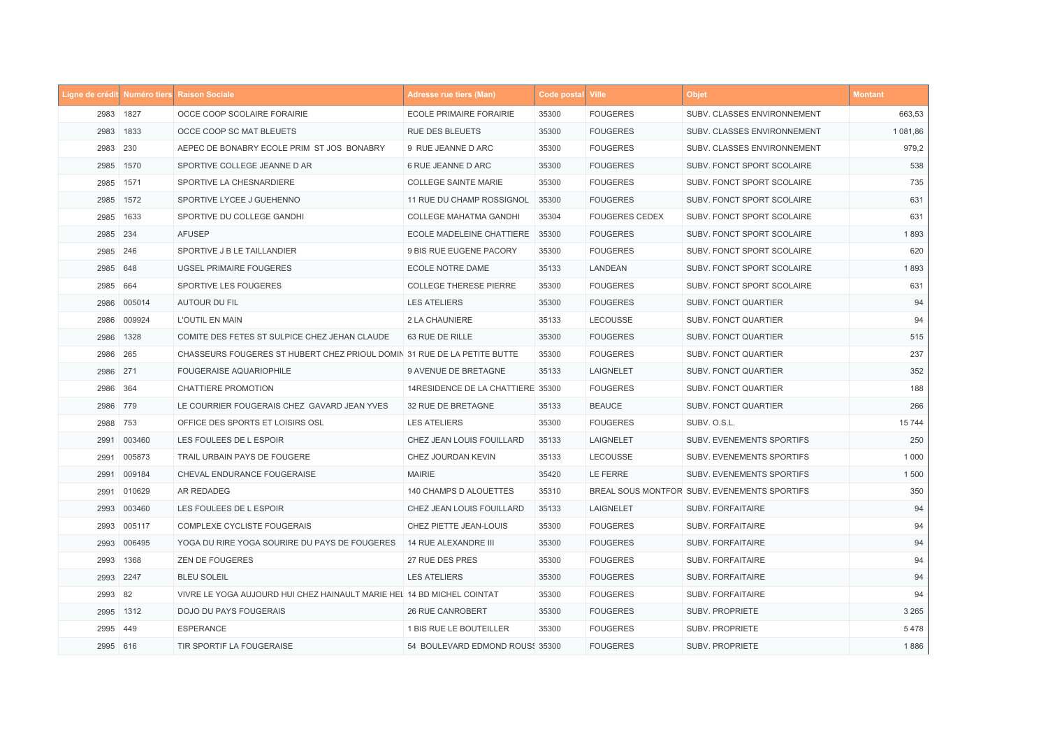| Ligne de crédit | Numéro tiers | Raison Sociale | Adresse rue tiers (Man) | Code postal | Ville | Objet | Montant |
|---|---|---|---|---|---|---|---|
| 2983 | 1827 | OCCE COOP SCOLAIRE FORAIRIE | ECOLE PRIMAIRE FORAIRIE | 35300 | FOUGERES | SUBV. CLASSES ENVIRONNEMENT | 663,53 |
| 2983 | 1833 | OCCE COOP SC MAT BLEUETS | RUE DES BLEUETS | 35300 | FOUGERES | SUBV. CLASSES ENVIRONNEMENT | 1 081,86 |
| 2983 | 230 | AEPEC DE BONABRY ECOLE PRIM ST JOS BONABRY | 9 RUE JEANNE D ARC | 35300 | FOUGERES | SUBV. CLASSES ENVIRONNEMENT | 979,2 |
| 2985 | 1570 | SPORTIVE COLLEGE JEANNE D AR | 6 RUE JEANNE D ARC | 35300 | FOUGERES | SUBV. FONCT SPORT SCOLAIRE | 538 |
| 2985 | 1571 | SPORTIVE LA CHESNARDIERE | COLLEGE SAINTE MARIE | 35300 | FOUGERES | SUBV. FONCT SPORT SCOLAIRE | 735 |
| 2985 | 1572 | SPORTIVE LYCEE J GUEHENNO | 11 RUE DU CHAMP ROSSIGNOL | 35300 | FOUGERES | SUBV. FONCT SPORT SCOLAIRE | 631 |
| 2985 | 1633 | SPORTIVE DU COLLEGE GANDHI | COLLEGE MAHATMA GANDHI | 35304 | FOUGERES CEDEX | SUBV. FONCT SPORT SCOLAIRE | 631 |
| 2985 | 234 | AFUSEP | ECOLE MADELEINE CHATTIERE | 35300 | FOUGERES | SUBV. FONCT SPORT SCOLAIRE | 1 893 |
| 2985 | 246 | SPORTIVE J B LE TAILLANDIER | 9 BIS RUE EUGENE PACORY | 35300 | FOUGERES | SUBV. FONCT SPORT SCOLAIRE | 620 |
| 2985 | 648 | UGSEL PRIMAIRE FOUGERES | ECOLE NOTRE DAME | 35133 | LANDEAN | SUBV. FONCT SPORT SCOLAIRE | 1 893 |
| 2985 | 664 | SPORTIVE LES FOUGERES | COLLEGE THERESE PIERRE | 35300 | FOUGERES | SUBV. FONCT SPORT SCOLAIRE | 631 |
| 2986 | 005014 | AUTOUR DU FIL | LES ATELIERS | 35300 | FOUGERES | SUBV. FONCT QUARTIER | 94 |
| 2986 | 009924 | L'OUTIL EN MAIN | 2 LA CHAUNIERE | 35133 | LECOUSSE | SUBV. FONCT QUARTIER | 94 |
| 2986 | 1328 | COMITE DES FETES ST SULPICE CHEZ JEHAN CLAUDE | 63 RUE DE RILLE | 35300 | FOUGERES | SUBV. FONCT QUARTIER | 515 |
| 2986 | 265 | CHASSEURS FOUGERES ST HUBERT CHEZ PRIOUL DOMIN | 31 RUE DE LA PETITE BUTTE | 35300 | FOUGERES | SUBV. FONCT QUARTIER | 237 |
| 2986 | 271 | FOUGERAISE AQUARIOPHILE | 9 AVENUE DE BRETAGNE | 35133 | LAIGNELET | SUBV. FONCT QUARTIER | 352 |
| 2986 | 364 | CHATTIERE PROMOTION | 14RESIDENCE DE LA CHATTIERE | 35300 | FOUGERES | SUBV. FONCT QUARTIER | 188 |
| 2986 | 779 | LE COURRIER FOUGERAIS CHEZ GAVARD JEAN YVES | 32 RUE DE BRETAGNE | 35133 | BEAUCE | SUBV. FONCT QUARTIER | 266 |
| 2988 | 753 | OFFICE DES SPORTS ET LOISIRS OSL | LES ATELIERS | 35300 | FOUGERES | SUBV. O.S.L. | 15 744 |
| 2991 | 003460 | LES FOULEES DE L ESPOIR | CHEZ JEAN LOUIS FOUILLARD | 35133 | LAIGNELET | SUBV. EVENEMENTS SPORTIFS | 250 |
| 2991 | 005873 | TRAIL URBAIN PAYS DE FOUGERE | CHEZ JOURDAN KEVIN | 35133 | LECOUSSE | SUBV. EVENEMENTS SPORTIFS | 1 000 |
| 2991 | 009184 | CHEVAL ENDURANCE FOUGERAISE | MAIRIE | 35420 | LE FERRE | SUBV. EVENEMENTS SPORTIFS | 1 500 |
| 2991 | 010629 | AR REDADEG | 140 CHAMPS D ALOUETTES | 35310 | BREAL SOUS MONTFOR | SUBV. EVENEMENTS SPORTIFS | 350 |
| 2993 | 003460 | LES FOULEES DE L ESPOIR | CHEZ JEAN LOUIS FOUILLARD | 35133 | LAIGNELET | SUBV. FORFAITAIRE | 94 |
| 2993 | 005117 | COMPLEXE CYCLISTE FOUGERAIS | CHEZ PIETTE JEAN-LOUIS | 35300 | FOUGERES | SUBV. FORFAITAIRE | 94 |
| 2993 | 006495 | YOGA DU RIRE YOGA SOURIRE DU PAYS DE FOUGERES | 14 RUE ALEXANDRE III | 35300 | FOUGERES | SUBV. FORFAITAIRE | 94 |
| 2993 | 1368 | ZEN DE FOUGERES | 27 RUE DES PRES | 35300 | FOUGERES | SUBV. FORFAITAIRE | 94 |
| 2993 | 2247 | BLEU SOLEIL | LES ATELIERS | 35300 | FOUGERES | SUBV. FORFAITAIRE | 94 |
| 2993 | 82 | VIVRE LE YOGA AUJOURD HUI CHEZ HAINAULT MARIE HEL | 14 BD MICHEL COINTAT | 35300 | FOUGERES | SUBV. FORFAITAIRE | 94 |
| 2995 | 1312 | DOJO DU PAYS FOUGERAIS | 26 RUE CANROBERT | 35300 | FOUGERES | SUBV. PROPRIETE | 3 265 |
| 2995 | 449 | ESPERANCE | 1 BIS RUE LE BOUTEILLER | 35300 | FOUGERES | SUBV. PROPRIETE | 5 478 |
| 2995 | 616 | TIR SPORTIF LA FOUGERAISE | 54 BOULEVARD EDMOND ROUSS | 35300 | FOUGERES | SUBV. PROPRIETE | 1 886 |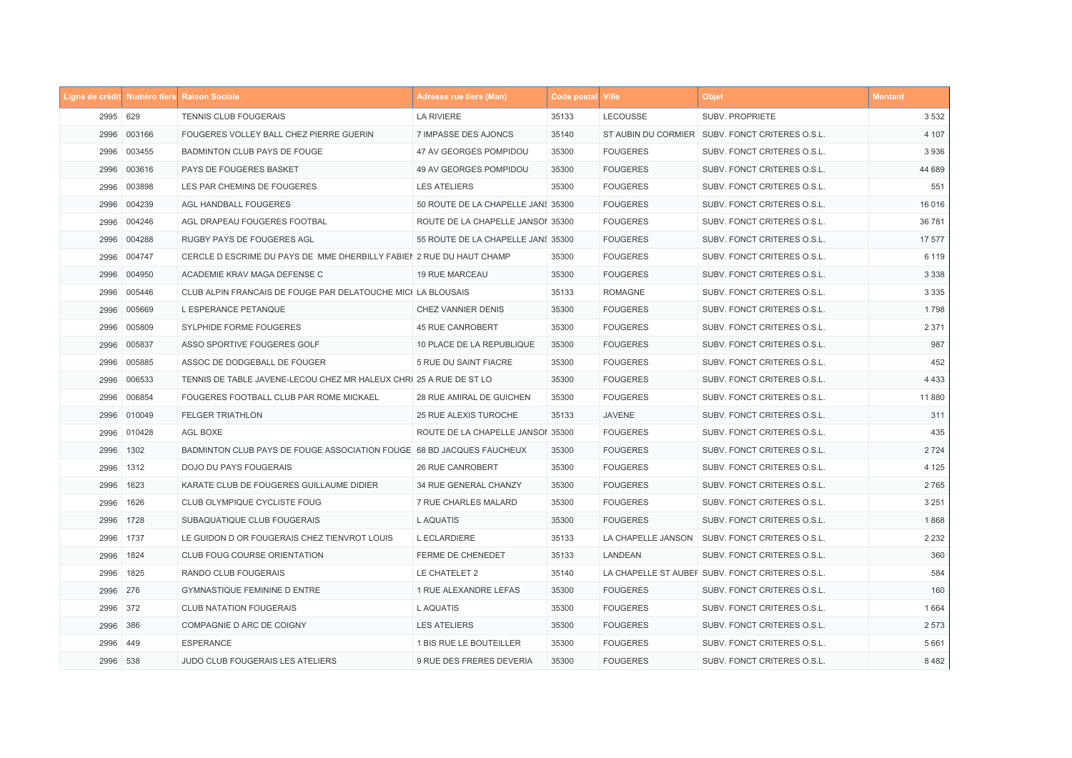| Ligne de crédit | Numéro tiers | Raison Sociale | Adresse rue tiers (Man) | Code postal | Ville | Objet | Montant |
|---|---|---|---|---|---|---|---|
| 2995 | 629 | TENNIS CLUB FOUGERAIS | LA RIVIERE | 35133 | LECOUSSE | SUBV. PROPRIETE | 3 532 |
| 2996 | 003166 | FOUGERES VOLLEY BALL CHEZ PIERRE GUERIN | 7 IMPASSE DES AJONCS | 35140 | ST AUBIN DU CORMIER | SUBV. FONCT CRITERES O.S.L. | 4 107 |
| 2996 | 003455 | BADMINTON CLUB PAYS DE FOUGE | 47 AV GEORGES POMPIDOU | 35300 | FOUGERES | SUBV. FONCT CRITERES O.S.L. | 3 936 |
| 2996 | 003616 | PAYS DE FOUGERES BASKET | 49 AV GEORGES POMPIDOU | 35300 | FOUGERES | SUBV. FONCT CRITERES O.S.L. | 44 689 |
| 2996 | 003898 | LES PAR CHEMINS DE FOUGERES | LES ATELIERS | 35300 | FOUGERES | SUBV. FONCT CRITERES O.S.L. | 551 |
| 2996 | 004239 | AGL HANDBALL FOUGERES | 50 ROUTE DE LA CHAPELLE JANS | 35300 | FOUGERES | SUBV. FONCT CRITERES O.S.L. | 16 016 |
| 2996 | 004246 | AGL DRAPEAU FOUGERES FOOTBAL | ROUTE DE LA CHAPELLE JANSOI | 35300 | FOUGERES | SUBV. FONCT CRITERES O.S.L. | 36 781 |
| 2996 | 004288 | RUGBY PAYS DE FOUGERES AGL | 55 ROUTE DE LA CHAPELLE JANS | 35300 | FOUGERES | SUBV. FONCT CRITERES O.S.L. | 17 577 |
| 2996 | 004747 | CERCLE D ESCRIME DU PAYS DE MME DHERBILLY FABIEI | 2 RUE DU HAUT CHAMP | 35300 | FOUGERES | SUBV. FONCT CRITERES O.S.L. | 6 119 |
| 2996 | 004950 | ACADEMIE KRAV MAGA DEFENSE C | 19 RUE MARCEAU | 35300 | FOUGERES | SUBV. FONCT CRITERES O.S.L. | 3 338 |
| 2996 | 005446 | CLUB ALPIN FRANCAIS DE FOUGE PAR DELATOUCHE MICI | LA BLOUSAIS | 35133 | ROMAGNE | SUBV. FONCT CRITERES O.S.L. | 3 335 |
| 2996 | 005669 | L ESPERANCE PETANQUE | CHEZ VANNIER DENIS | 35300 | FOUGERES | SUBV. FONCT CRITERES O.S.L. | 1 798 |
| 2996 | 005809 | SYLPHIDE FORME FOUGERES | 45 RUE CANROBERT | 35300 | FOUGERES | SUBV. FONCT CRITERES O.S.L. | 2 371 |
| 2996 | 005837 | ASSO SPORTIVE FOUGERES GOLF | 10 PLACE DE LA REPUBLIQUE | 35300 | FOUGERES | SUBV. FONCT CRITERES O.S.L. | 987 |
| 2996 | 005885 | ASSOC DE DODGEBALL DE FOUGER | 5 RUE DU SAINT FIACRE | 35300 | FOUGERES | SUBV. FONCT CRITERES O.S.L. | 452 |
| 2996 | 006533 | TENNIS DE TABLE JAVENE-LECOU CHEZ MR HALEUX CHRI | 25 A RUE DE ST LO | 35300 | FOUGERES | SUBV. FONCT CRITERES O.S.L. | 4 433 |
| 2996 | 006854 | FOUGERES FOOTBALL CLUB PAR ROME MICKAEL | 28 RUE AMIRAL DE GUICHEN | 35300 | FOUGERES | SUBV. FONCT CRITERES O.S.L. | 11 880 |
| 2996 | 010049 | FELGER TRIATHLON | 25 RUE ALEXIS TUROCHE | 35133 | JAVENE | SUBV. FONCT CRITERES O.S.L. | 311 |
| 2996 | 010428 | AGL BOXE | ROUTE DE LA CHAPELLE JANSOI | 35300 | FOUGERES | SUBV. FONCT CRITERES O.S.L. | 435 |
| 2996 | 1302 | BADMINTON CLUB PAYS DE FOUGE ASSOCIATION FOUGE | 68 BD JACQUES FAUCHEUX | 35300 | FOUGERES | SUBV. FONCT CRITERES O.S.L. | 2 724 |
| 2996 | 1312 | DOJO DU PAYS FOUGERAIS | 26 RUE CANROBERT | 35300 | FOUGERES | SUBV. FONCT CRITERES O.S.L. | 4 125 |
| 2996 | 1623 | KARATE CLUB DE FOUGERES GUILLAUME DIDIER | 34 RUE GENERAL CHANZY | 35300 | FOUGERES | SUBV. FONCT CRITERES O.S.L. | 2 765 |
| 2996 | 1626 | CLUB OLYMPIQUE CYCLISTE FOUG | 7 RUE CHARLES MALARD | 35300 | FOUGERES | SUBV. FONCT CRITERES O.S.L. | 3 251 |
| 2996 | 1728 | SUBAQUATIQUE CLUB FOUGERAIS | L AQUATIS | 35300 | FOUGERES | SUBV. FONCT CRITERES O.S.L. | 1 868 |
| 2996 | 1737 | LE GUIDON D OR FOUGERAIS CHEZ TIENVROT LOUIS | L ECLARDIERE | 35133 | LA CHAPELLE JANSON | SUBV. FONCT CRITERES O.S.L. | 2 232 |
| 2996 | 1824 | CLUB FOUG COURSE ORIENTATION | FERME DE CHENEDET | 35133 | LANDEAN | SUBV. FONCT CRITERES O.S.L. | 360 |
| 2996 | 1825 | RANDO CLUB FOUGERAIS | LE CHATELET 2 | 35140 | LA CHAPELLE ST AUBEI | SUBV. FONCT CRITERES O.S.L. | 584 |
| 2996 | 276 | GYMNASTIQUE FEMININE D ENTRE | 1 RUE ALEXANDRE LEFAS | 35300 | FOUGERES | SUBV. FONCT CRITERES O.S.L. | 160 |
| 2996 | 372 | CLUB NATATION FOUGERAIS | L AQUATIS | 35300 | FOUGERES | SUBV. FONCT CRITERES O.S.L. | 1 664 |
| 2996 | 386 | COMPAGNIE D ARC DE COIGNY | LES ATELIERS | 35300 | FOUGERES | SUBV. FONCT CRITERES O.S.L. | 2 573 |
| 2996 | 449 | ESPERANCE | 1 BIS RUE LE BOUTEILLER | 35300 | FOUGERES | SUBV. FONCT CRITERES O.S.L. | 5 661 |
| 2996 | 538 | JUDO CLUB FOUGERAIS LES ATELIERS | 9 RUE DES FRERES DEVERIA | 35300 | FOUGERES | SUBV. FONCT CRITERES O.S.L. | 8 482 |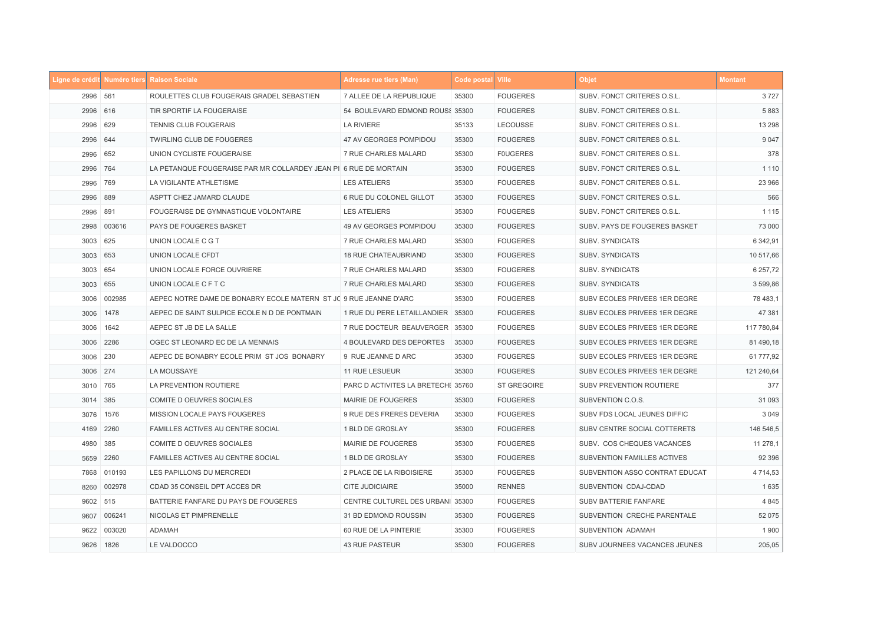| Ligne de crédit | Numéro tiers | Raison Sociale | Adresse rue tiers (Man) | Code postal | Ville | Objet | Montant |
|---|---|---|---|---|---|---|---|
| 2996 | 561 | ROULETTES CLUB FOUGERAIS GRADEL SEBASTIEN | 7 ALLEE DE LA REPUBLIQUE | 35300 | FOUGERES | SUBV. FONCT CRITERES O.S.L. | 3 727 |
| 2996 | 616 | TIR SPORTIF LA FOUGERAISE | 54 BOULEVARD EDMOND ROUSS | 35300 | FOUGERES | SUBV. FONCT CRITERES O.S.L. | 5 883 |
| 2996 | 629 | TENNIS CLUB FOUGERAIS | LA RIVIERE | 35133 | LECOUSSE | SUBV. FONCT CRITERES O.S.L. | 13 298 |
| 2996 | 644 | TWIRLING CLUB DE FOUGERES | 47 AV GEORGES POMPIDOU | 35300 | FOUGERES | SUBV. FONCT CRITERES O.S.L. | 9 047 |
| 2996 | 652 | UNION CYCLISTE FOUGERAISE | 7 RUE CHARLES MALARD | 35300 | F0UGERES | SUBV. FONCT CRITERES O.S.L. | 378 |
| 2996 | 764 | LA PETANQUE FOUGERAISE PAR MR COLLARDEY JEAN PI | 6 RUE DE MORTAIN | 35300 | FOUGERES | SUBV. FONCT CRITERES O.S.L. | 1 110 |
| 2996 | 769 | LA VIGILANTE ATHLETISME | LES ATELIERS | 35300 | FOUGERES | SUBV. FONCT CRITERES O.S.L. | 23 966 |
| 2996 | 889 | ASPTT CHEZ JAMARD CLAUDE | 6 RUE DU COLONEL GILLOT | 35300 | FOUGERES | SUBV. FONCT CRITERES O.S.L. | 566 |
| 2996 | 891 | FOUGERAISE DE GYMNASTIQUE VOLONTAIRE | LES ATELIERS | 35300 | FOUGERES | SUBV. FONCT CRITERES O.S.L. | 1 115 |
| 2998 | 003616 | PAYS DE FOUGERES BASKET | 49 AV GEORGES POMPIDOU | 35300 | FOUGERES | SUBV. PAYS DE FOUGERES BASKET | 73 000 |
| 3003 | 625 | UNION LOCALE C G T | 7 RUE CHARLES MALARD | 35300 | FOUGERES | SUBV. SYNDICATS | 6 342,91 |
| 3003 | 653 | UNION LOCALE CFDT | 18 RUE CHATEAUBRIAND | 35300 | FOUGERES | SUBV. SYNDICATS | 10 517,66 |
| 3003 | 654 | UNION LOCALE FORCE OUVRIERE | 7 RUE CHARLES MALARD | 35300 | FOUGERES | SUBV. SYNDICATS | 6 257,72 |
| 3003 | 655 | UNION LOCALE C F T C | 7 RUE CHARLES MALARD | 35300 | FOUGERES | SUBV. SYNDICATS | 3 599,86 |
| 3006 | 002985 | AEPEC NOTRE DAME DE BONABRY ECOLE MATERN ST JC | 9 RUE JEANNE D'ARC | 35300 | FOUGERES | SUBV ECOLES PRIVEES 1ER DEGRE | 78 483,1 |
| 3006 | 1478 | AEPEC DE SAINT SULPICE ECOLE N D DE PONTMAIN | 1 RUE DU PERE LETAILLANDIER | 35300 | FOUGERES | SUBV ECOLES PRIVEES 1ER DEGRE | 47 381 |
| 3006 | 1642 | AEPEC ST JB DE LA SALLE | 7 RUE DOCTEUR BEAUVERGER | 35300 | FOUGERES | SUBV ECOLES PRIVEES 1ER DEGRE | 117 780,84 |
| 3006 | 2286 | OGEC ST LEONARD EC DE LA MENNAIS | 4 BOULEVARD DES DEPORTES | 35300 | FOUGERES | SUBV ECOLES PRIVEES 1ER DEGRE | 81 490,18 |
| 3006 | 230 | AEPEC DE BONABRY ECOLE PRIM ST JOS BONABRY | 9 RUE JEANNE D ARC | 35300 | FOUGERES | SUBV ECOLES PRIVEES 1ER DEGRE | 61 777,92 |
| 3006 | 274 | LA MOUSSAYE | 11 RUE LESUEUR | 35300 | FOUGERES | SUBV ECOLES PRIVEES 1ER DEGRE | 121 240,64 |
| 3010 | 765 | LA PREVENTION ROUTIERE | PARC D ACTIVITES LA BRETECHI | 35760 | ST GREGOIRE | SUBV PREVENTION ROUTIERE | 377 |
| 3014 | 385 | COMITE D OEUVRES SOCIALES | MAIRIE DE FOUGERES | 35300 | FOUGERES | SUBVENTION C.O.S. | 31 093 |
| 3076 | 1576 | MISSION LOCALE PAYS FOUGERES | 9 RUE DES FRERES DEVERIA | 35300 | FOUGERES | SUBV FDS LOCAL JEUNES DIFFIC | 3 049 |
| 4169 | 2260 | FAMILLES ACTIVES AU CENTRE SOCIAL | 1 BLD DE GROSLAY | 35300 | FOUGERES | SUBV CENTRE SOCIAL COTTERETS | 146 546,5 |
| 4980 | 385 | COMITE D OEUVRES SOCIALES | MAIRIE DE FOUGERES | 35300 | FOUGERES | SUBV. COS CHEQUES VACANCES | 11 278,1 |
| 5659 | 2260 | FAMILLES ACTIVES AU CENTRE SOCIAL | 1 BLD DE GROSLAY | 35300 | FOUGERES | SUBVENTION FAMILLES ACTIVES | 92 396 |
| 7868 | 010193 | LES PAPILLONS DU MERCREDI | 2 PLACE DE LA RIBOISIERE | 35300 | FOUGERES | SUBVENTION ASSO CONTRAT EDUCAT | 4 714,53 |
| 8260 | 002978 | CDAD 35 CONSEIL DPT ACCES DR | CITE JUDICIAIRE | 35000 | RENNES | SUBVENTION CDAJ-CDAD | 1 635 |
| 9602 | 515 | BATTERIE FANFARE DU PAYS DE FOUGERES | CENTRE CULTUREL DES URBANI | 35300 | FOUGERES | SUBV BATTERIE FANFARE | 4 845 |
| 9607 | 006241 | NICOLAS ET PIMPRENELLE | 31 BD EDMOND ROUSSIN | 35300 | FOUGERES | SUBVENTION CRECHE PARENTALE | 52 075 |
| 9622 | 003020 | ADAMAH | 60 RUE DE LA PINTERIE | 35300 | FOUGERES | SUBVENTION ADAMAH | 1 900 |
| 9626 | 1826 | LE VALDOCCO | 43 RUE PASTEUR | 35300 | FOUGERES | SUBV JOURNEES VACANCES JEUNES | 205,05 |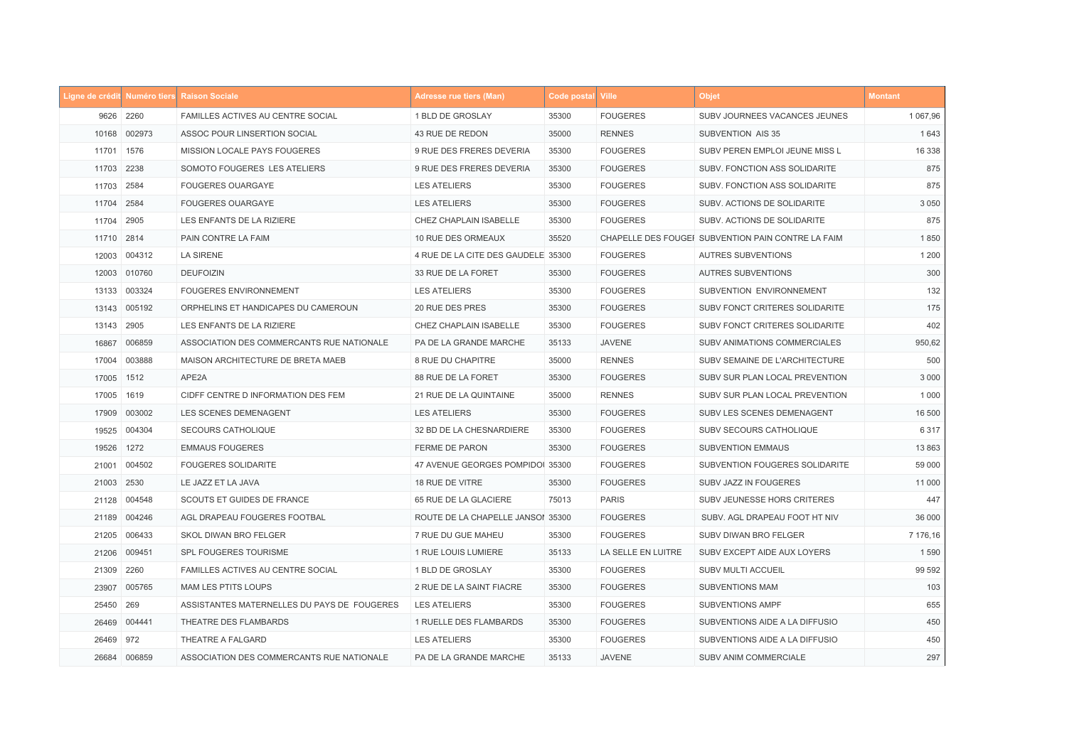| Ligne de crédit | Numéro tiers | Raison Sociale | Adresse rue tiers (Man) | Code postal | Ville | Objet | Montant |
|---|---|---|---|---|---|---|---|
| 9626 | 2260 | FAMILLES ACTIVES AU CENTRE SOCIAL | 1 BLD DE GROSLAY | 35300 | FOUGERES | SUBV JOURNEES VACANCES JEUNES | 1 067,96 |
| 10168 | 002973 | ASSOC POUR LINSERTION SOCIAL | 43 RUE DE REDON | 35000 | RENNES | SUBVENTION AIS 35 | 1 643 |
| 11701 | 1576 | MISSION LOCALE PAYS FOUGERES | 9 RUE DES FRERES DEVERIA | 35300 | FOUGERES | SUBV PEREN EMPLOI JEUNE MISS L | 16 338 |
| 11703 | 2238 | SOMOTO FOUGERES LES ATELIERS | 9 RUE DES FRERES DEVERIA | 35300 | FOUGERES | SUBV. FONCTION ASS SOLIDARITE | 875 |
| 11703 | 2584 | FOUGERES OUARGAYE | LES ATELIERS | 35300 | FOUGERES | SUBV. FONCTION ASS SOLIDARITE | 875 |
| 11704 | 2584 | FOUGERES OUARGAYE | LES ATELIERS | 35300 | FOUGERES | SUBV. ACTIONS DE SOLIDARITE | 3 050 |
| 11704 | 2905 | LES ENFANTS DE LA RIZIERE | CHEZ CHAPLAIN ISABELLE | 35300 | FOUGERES | SUBV. ACTIONS DE SOLIDARITE | 875 |
| 11710 | 2814 | PAIN CONTRE LA FAIM | 10 RUE DES ORMEAUX | 35520 | CHAPELLE DES FOUGEI | SUBVENTION PAIN CONTRE LA FAIM | 1 850 |
| 12003 | 004312 | LA SIRENE | 4 RUE DE LA CITE DES GAUDELE | 35300 | FOUGERES | AUTRES SUBVENTIONS | 1 200 |
| 12003 | 010760 | DEUFOIZIN | 33 RUE DE LA FORET | 35300 | FOUGERES | AUTRES SUBVENTIONS | 300 |
| 13133 | 003324 | FOUGERES ENVIRONNEMENT | LES ATELIERS | 35300 | FOUGERES | SUBVENTION ENVIRONNEMENT | 132 |
| 13143 | 005192 | ORPHELINS ET HANDICAPES DU CAMEROUN | 20 RUE DES PRES | 35300 | FOUGERES | SUBV FONCT CRITERES SOLIDARITE | 175 |
| 13143 | 2905 | LES ENFANTS DE LA RIZIERE | CHEZ CHAPLAIN ISABELLE | 35300 | FOUGERES | SUBV FONCT CRITERES SOLIDARITE | 402 |
| 16867 | 006859 | ASSOCIATION DES COMMERCANTS RUE NATIONALE | PA DE LA GRANDE MARCHE | 35133 | JAVENE | SUBV ANIMATIONS COMMERCIALES | 950,62 |
| 17004 | 003888 | MAISON ARCHITECTURE DE BRETA MAEB | 8 RUE DU CHAPITRE | 35000 | RENNES | SUBV SEMAINE DE L'ARCHITECTURE | 500 |
| 17005 | 1512 | APE2A | 88 RUE DE LA FORET | 35300 | FOUGERES | SUBV SUR PLAN LOCAL PREVENTION | 3 000 |
| 17005 | 1619 | CIDFF CENTRE D INFORMATION DES FEM | 21 RUE DE LA QUINTAINE | 35000 | RENNES | SUBV SUR PLAN LOCAL PREVENTION | 1 000 |
| 17909 | 003002 | LES SCENES DEMENAGENT | LES ATELIERS | 35300 | FOUGERES | SUBV LES SCENES DEMENAGENT | 16 500 |
| 19525 | 004304 | SECOURS CATHOLIQUE | 32 BD DE LA CHESNARDIERE | 35300 | FOUGERES | SUBV SECOURS CATHOLIQUE | 6 317 |
| 19526 | 1272 | EMMAUS FOUGERES | FERME DE PARON | 35300 | FOUGERES | SUBVENTION EMMAUS | 13 863 |
| 21001 | 004502 | FOUGERES SOLIDARITE | 47 AVENUE GEORGES POMPIDOI | 35300 | FOUGERES | SUBVENTION FOUGERES SOLIDARITE | 59 000 |
| 21003 | 2530 | LE JAZZ ET LA JAVA | 18 RUE DE VITRE | 35300 | FOUGERES | SUBV JAZZ IN FOUGERES | 11 000 |
| 21128 | 004548 | SCOUTS ET GUIDES DE FRANCE | 65 RUE DE LA GLACIERE | 75013 | PARIS | SUBV JEUNESSE HORS CRITERES | 447 |
| 21189 | 004246 | AGL DRAPEAU FOUGERES FOOTBAL | ROUTE DE LA CHAPELLE JANSOI | 35300 | FOUGERES | SUBV. AGL DRAPEAU FOOT HT NIV | 36 000 |
| 21205 | 006433 | SKOL DIWAN BRO FELGER | 7 RUE DU GUE MAHEU | 35300 | FOUGERES | SUBV DIWAN BRO FELGER | 7 176,16 |
| 21206 | 009451 | SPL FOUGERES TOURISME | 1 RUE LOUIS LUMIERE | 35133 | LA SELLE EN LUITRE | SUBV EXCEPT AIDE AUX LOYERS | 1 590 |
| 21309 | 2260 | FAMILLES ACTIVES AU CENTRE SOCIAL | 1 BLD DE GROSLAY | 35300 | FOUGERES | SUBV MULTI ACCUEIL | 99 592 |
| 23907 | 005765 | MAM LES PTITS LOUPS | 2 RUE DE LA SAINT FIACRE | 35300 | FOUGERES | SUBVENTIONS MAM | 103 |
| 25450 | 269 | ASSISTANTES MATERNELLES DU PAYS DE FOUGERES | LES ATELIERS | 35300 | FOUGERES | SUBVENTIONS AMPF | 655 |
| 26469 | 004441 | THEATRE DES FLAMBARDS | 1 RUELLE DES FLAMBARDS | 35300 | FOUGERES | SUBVENTIONS AIDE A LA DIFFUSIO | 450 |
| 26469 | 972 | THEATRE A FALGARD | LES ATELIERS | 35300 | FOUGERES | SUBVENTIONS AIDE A LA DIFFUSIO | 450 |
| 26684 | 006859 | ASSOCIATION DES COMMERCANTS RUE NATIONALE | PA DE LA GRANDE MARCHE | 35133 | JAVENE | SUBV ANIM COMMERCIALE | 297 |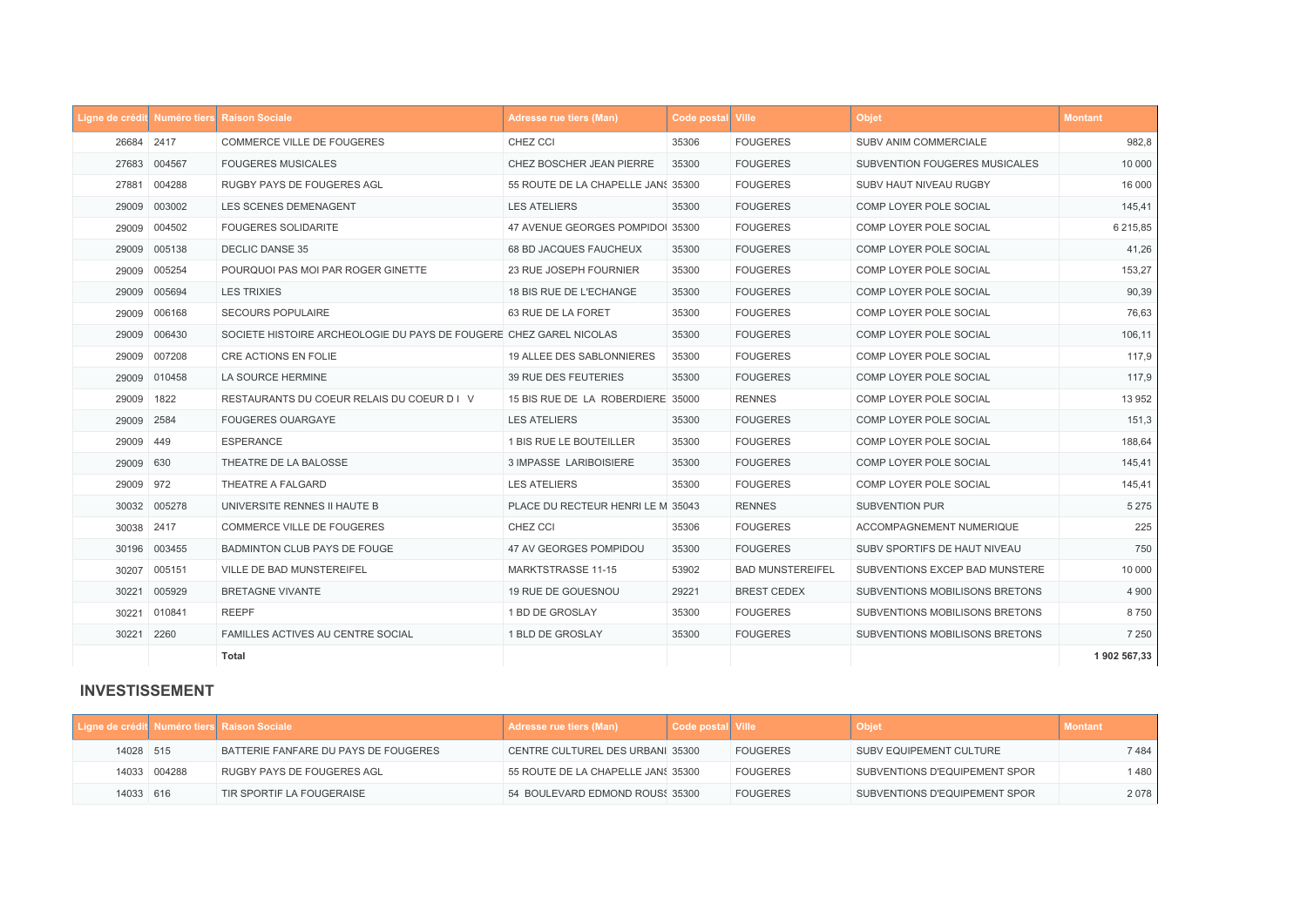| Ligne de crédit | Numéro tiers | Raison Sociale | Adresse rue tiers (Man) | Code postal | Ville | Objet | Montant |
|---|---|---|---|---|---|---|---|
| 26684 | 2417 | COMMERCE VILLE DE FOUGERES | CHEZ CCI | 35306 | FOUGERES | SUBV ANIM COMMERCIALE | 982,8 |
| 27683 | 004567 | FOUGERES MUSICALES | CHEZ BOSCHER JEAN PIERRE | 35300 | FOUGERES | SUBVENTION FOUGERES MUSICALES | 10 000 |
| 27881 | 004288 | RUGBY PAYS DE FOUGERES AGL | 55 ROUTE DE LA CHAPELLE JANS | 35300 | FOUGERES | SUBV HAUT NIVEAU RUGBY | 16 000 |
| 29009 | 003002 | LES SCENES DEMENAGENT | LES ATELIERS | 35300 | FOUGERES | COMP LOYER POLE SOCIAL | 145,41 |
| 29009 | 004502 | FOUGERES SOLIDARITE | 47 AVENUE GEORGES POMPIDOU | 35300 | FOUGERES | COMP LOYER POLE SOCIAL | 6 215,85 |
| 29009 | 005138 | DECLIC DANSE 35 | 68 BD JACQUES FAUCHEUX | 35300 | FOUGERES | COMP LOYER POLE SOCIAL | 41,26 |
| 29009 | 005254 | POURQUOI PAS MOI PAR ROGER GINETTE | 23 RUE JOSEPH FOURNIER | 35300 | FOUGERES | COMP LOYER POLE SOCIAL | 153,27 |
| 29009 | 005694 | LES TRIXIES | 18 BIS RUE DE L'ECHANGE | 35300 | FOUGERES | COMP LOYER POLE SOCIAL | 90,39 |
| 29009 | 006168 | SECOURS POPULAIRE | 63 RUE DE LA FORET | 35300 | FOUGERES | COMP LOYER POLE SOCIAL | 76,63 |
| 29009 | 006430 | SOCIETE HISTOIRE ARCHEOLOGIE DU PAYS DE FOUGERE | CHEZ GAREL NICOLAS | 35300 | FOUGERES | COMP LOYER POLE SOCIAL | 106,11 |
| 29009 | 007208 | CRE ACTIONS EN FOLIE | 19 ALLEE DES SABLONNIERES | 35300 | FOUGERES | COMP LOYER POLE SOCIAL | 117,9 |
| 29009 | 010458 | LA SOURCE HERMINE | 39 RUE DES FEUTERIES | 35300 | FOUGERES | COMP LOYER POLE SOCIAL | 117,9 |
| 29009 | 1822 | RESTAURANTS DU COEUR RELAIS DU COEUR D I V | 15 BIS RUE DE LA ROBERDIERE | 35000 | RENNES | COMP LOYER POLE SOCIAL | 13 952 |
| 29009 | 2584 | FOUGERES OUARGAYE | LES ATELIERS | 35300 | FOUGERES | COMP LOYER POLE SOCIAL | 151,3 |
| 29009 | 449 | ESPERANCE | 1 BIS RUE LE BOUTEILLER | 35300 | FOUGERES | COMP LOYER POLE SOCIAL | 188,64 |
| 29009 | 630 | THEATRE DE LA BALOSSE | 3 IMPASSE LARIBOISIERE | 35300 | FOUGERES | COMP LOYER POLE SOCIAL | 145,41 |
| 29009 | 972 | THEATRE A FALGARD | LES ATELIERS | 35300 | FOUGERES | COMP LOYER POLE SOCIAL | 145,41 |
| 30032 | 005278 | UNIVERSITE RENNES II HAUTE B | PLACE DU RECTEUR HENRI LE M | 35043 | RENNES | SUBVENTION PUR | 5 275 |
| 30038 | 2417 | COMMERCE VILLE DE FOUGERES | CHEZ CCI | 35306 | FOUGERES | ACCOMPAGNEMENT NUMERIQUE | 225 |
| 30196 | 003455 | BADMINTON CLUB PAYS DE FOUGE | 47 AV GEORGES POMPIDOU | 35300 | FOUGERES | SUBV SPORTIFS DE HAUT NIVEAU | 750 |
| 30207 | 005151 | VILLE DE BAD MUNSTEREIFEL | MARKTSTRASSE 11-15 | 53902 | BAD MUNSTEREIFEL | SUBVENTIONS EXCEP BAD MUNSTERE | 10 000 |
| 30221 | 005929 | BRETAGNE VIVANTE | 19 RUE DE GOUESNOU | 29221 | BREST CEDEX | SUBVENTIONS MOBILISONS BRETONS | 4 900 |
| 30221 | 010841 | REEPF | 1 BD DE GROSLAY | 35300 | FOUGERES | SUBVENTIONS MOBILISONS BRETONS | 8 750 |
| 30221 | 2260 | FAMILLES ACTIVES AU CENTRE SOCIAL | 1 BLD DE GROSLAY | 35300 | FOUGERES | SUBVENTIONS MOBILISONS BRETONS | 7 250 |
| | | **Total** | | | | | **1 902 567,33** |

## INVESTISSEMENT

| Ligne de crédit | Numéro tiers | Raison Sociale | Adresse rue tiers (Man) | Code postal | Ville | Objet | Montant |
|---|---|---|---|---|---|---|---|
| 14028 | 515 | BATTERIE FANFARE DU PAYS DE FOUGERES | CENTRE CULTUREL DES URBANI | 35300 | FOUGERES | SUBV EQUIPEMENT CULTURE | 7 484 |
| 14033 | 004288 | RUGBY PAYS DE FOUGERES AGL | 55 ROUTE DE LA CHAPELLE JANS | 35300 | FOUGERES | SUBVENTIONS D'EQUIPEMENT SPOR | 1 480 |
| 14033 | 616 | TIR SPORTIF LA FOUGERAISE | 54 BOULEVARD EDMOND ROUSS | 35300 | FOUGERES | SUBVENTIONS D'EQUIPEMENT SPOR | 2 078 |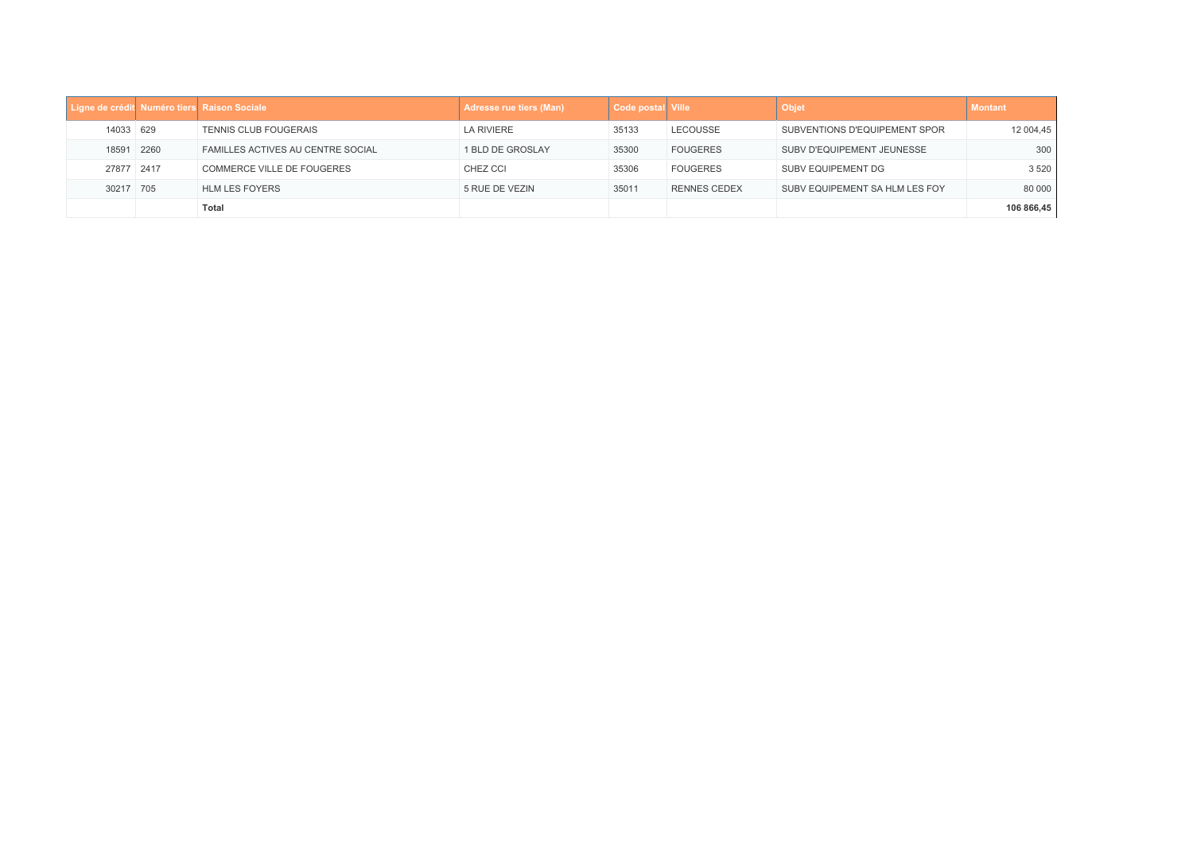| Ligne de crédit | Numéro tiers | Raison Sociale | Adresse rue tiers (Man) | Code postal | Ville | Objet | Montant |
|---|---|---|---|---|---|---|---|
| 14033 | 629 | TENNIS CLUB FOUGERAIS | LA RIVIERE | 35133 | LECOUSSE | SUBVENTIONS D'EQUIPEMENT SPOR | 12 004,45 |
| 18591 | 2260 | FAMILLES ACTIVES AU CENTRE SOCIAL | 1 BLD DE GROSLAY | 35300 | FOUGERES | SUBV D'EQUIPEMENT JEUNESSE | 300 |
| 27877 | 2417 | COMMERCE VILLE DE FOUGERES | CHEZ CCI | 35306 | FOUGERES | SUBV EQUIPEMENT DG | 3 520 |
| 30217 | 705 | HLM LES FOYERS | 5 RUE DE VEZIN | 35011 | RENNES CEDEX | SUBV EQUIPEMENT SA HLM LES FOY | 80 000 |
| | | **Total** | | | | | **106 866,45** |